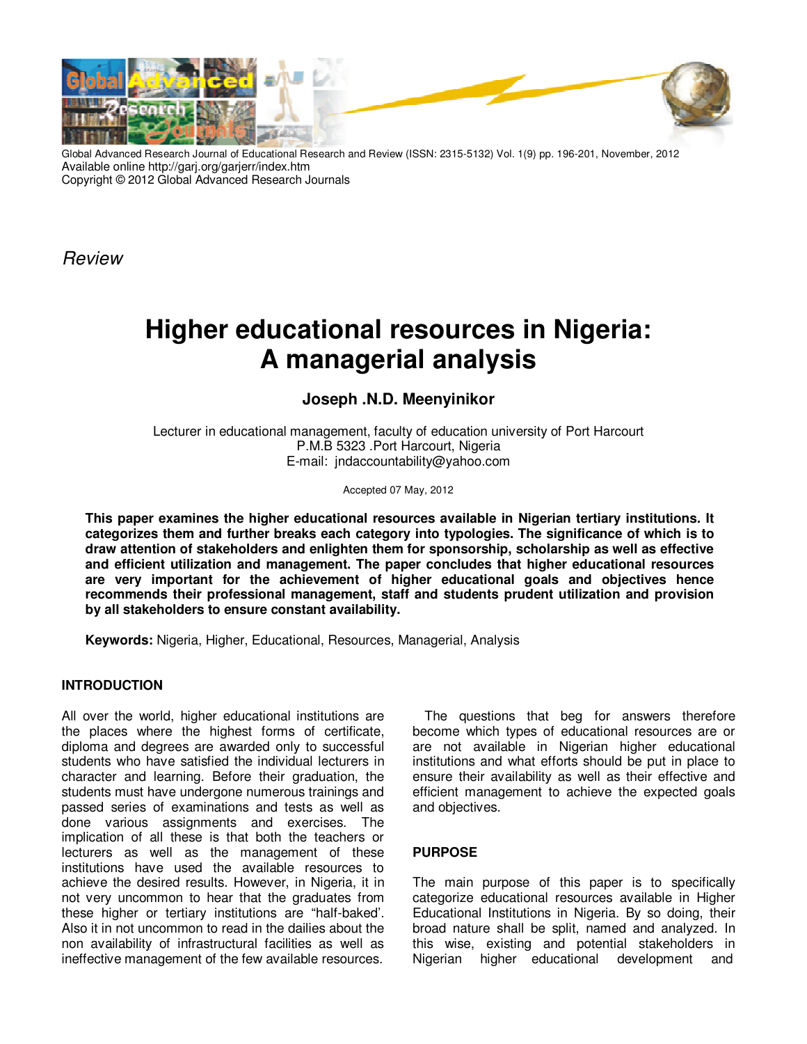*Review*

# Higher educational resources in Nigeria: A managerial analysis

**Joseph .N.D. Meenyinikor**

Lecturer in educational management, faculty of education university of Port Harcourt
P.M.B 5323 .Port Harcourt, Nigeria
E-mail: jndaccountability@yahoo.com

Accepted 07 May, 2012

**This paper examines the higher educational resources available in Nigerian tertiary institutions. It categorizes them and further breaks each category into typologies. The significance of which is to draw attention of stakeholders and enlighten them for sponsorship, scholarship as well as effective and efficient utilization and management. The paper concludes that higher educational resources are very important for the achievement of higher educational goals and objectives hence recommends their professional management, staff and students prudent utilization and provision by all stakeholders to ensure constant availability.**

**Keywords:** Nigeria, Higher, Educational, Resources, Managerial, Analysis

## INTRODUCTION

All over the world, higher educational institutions are the places where the highest forms of certificate, diploma and degrees are awarded only to successful students who have satisfied the individual lecturers in character and learning. Before their graduation, the students must have undergone numerous trainings and passed series of examinations and tests as well as done various assignments and exercises. The implication of all these is that both the teachers or lecturers as well as the management of these institutions have used the available resources to achieve the desired results. However, in Nigeria, it in not very uncommon to hear that the graduates from these higher or tertiary institutions are "half-baked'. Also it in not uncommon to read in the dailies about the non availability of infrastructural facilities as well as ineffective management of the few available resources.

The questions that beg for answers therefore become which types of educational resources are or are not available in Nigerian higher educational institutions and what efforts should be put in place to ensure their availability as well as their effective and efficient management to achieve the expected goals and objectives.

## PURPOSE

The main purpose of this paper is to specifically categorize educational resources available in Higher Educational Institutions in Nigeria. By so doing, their broad nature shall be split, named and analyzed. In this wise, existing and potential stakeholders in Nigerian higher educational development and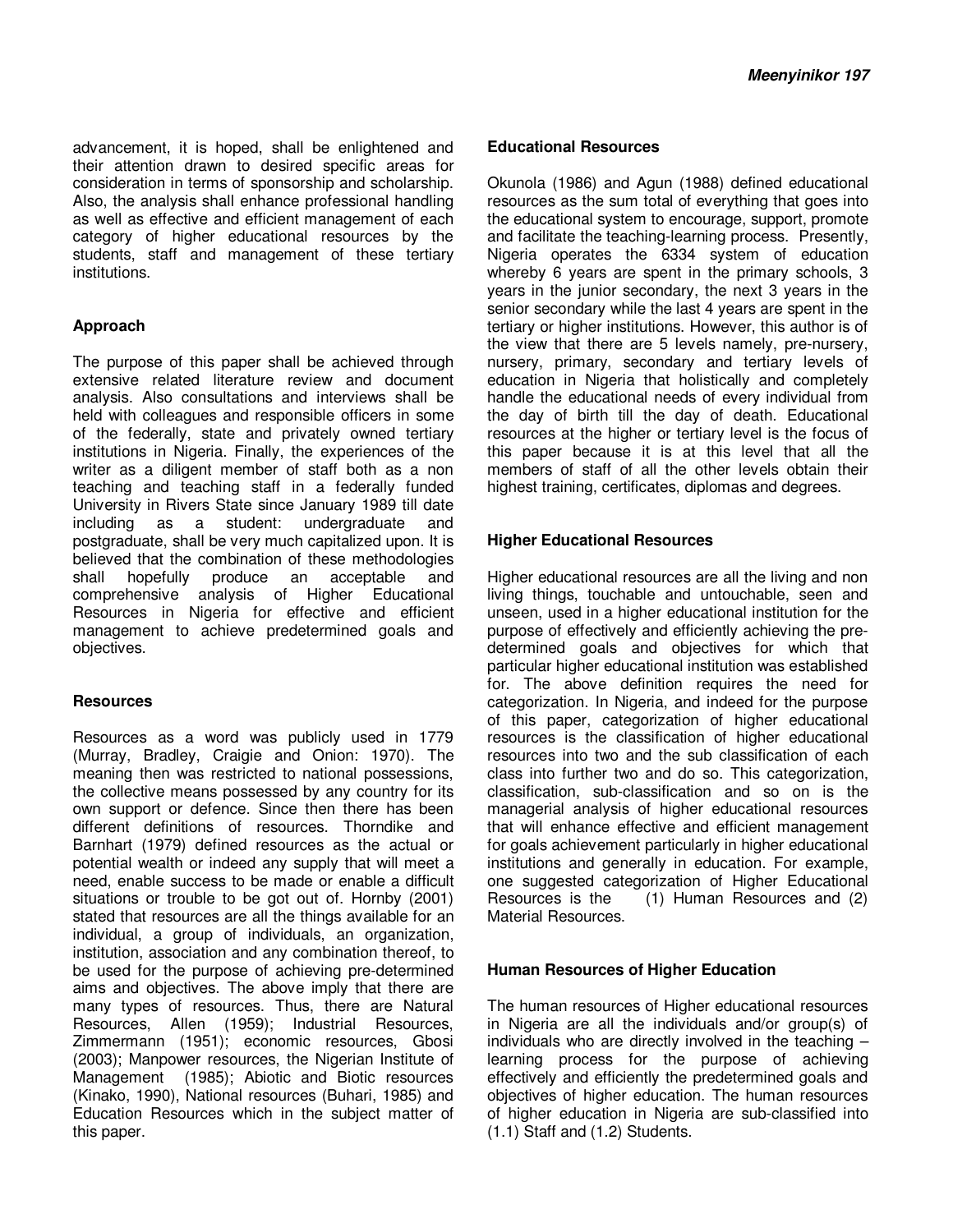advancement, it is hoped, shall be enlightened and their attention drawn to desired specific areas for consideration in terms of sponsorship and scholarship. Also, the analysis shall enhance professional handling as well as effective and efficient management of each category of higher educational resources by the students, staff and management of these tertiary institutions.

**Approach**

The purpose of this paper shall be achieved through extensive related literature review and document analysis. Also consultations and interviews shall be held with colleagues and responsible officers in some of the federally, state and privately owned tertiary institutions in Nigeria. Finally, the experiences of the writer as a diligent member of staff both as a non teaching and teaching staff in a federally funded University in Rivers State since January 1989 till date including as a student: undergraduate and postgraduate, shall be very much capitalized upon. It is believed that the combination of these methodologies shall hopefully produce an acceptable and comprehensive analysis of Higher Educational Resources in Nigeria for effective and efficient management to achieve predetermined goals and objectives.

**Resources**

Resources as a word was publicly used in 1779 (Murray, Bradley, Craigie and Onion: 1970). The meaning then was restricted to national possessions, the collective means possessed by any country for its own support or defence. Since then there has been different definitions of resources. Thorndike and Barnhart (1979) defined resources as the actual or potential wealth or indeed any supply that will meet a need, enable success to be made or enable a difficult situations or trouble to be got out of. Hornby (2001) stated that resources are all the things available for an individual, a group of individuals, an organization, institution, association and any combination thereof, to be used for the purpose of achieving pre-determined aims and objectives. The above imply that there are many types of resources. Thus, there are Natural Resources, Allen (1959); Industrial Resources, Zimmermann (1951); economic resources, Gbosi (2003); Manpower resources, the Nigerian Institute of Management (1985); Abiotic and Biotic resources (Kinako, 1990), National resources (Buhari, 1985) and Education Resources which in the subject matter of this paper.

**Educational Resources**

Okunola (1986) and Agun (1988) defined educational resources as the sum total of everything that goes into the educational system to encourage, support, promote and facilitate the teaching-learning process. Presently, Nigeria operates the 6334 system of education whereby 6 years are spent in the primary schools, 3 years in the junior secondary, the next 3 years in the senior secondary while the last 4 years are spent in the tertiary or higher institutions. However, this author is of the view that there are 5 levels namely, pre-nursery, nursery, primary, secondary and tertiary levels of education in Nigeria that holistically and completely handle the educational needs of every individual from the day of birth till the day of death. Educational resources at the higher or tertiary level is the focus of this paper because it is at this level that all the members of staff of all the other levels obtain their highest training, certificates, diplomas and degrees.

**Higher Educational Resources**

Higher educational resources are all the living and non living things, touchable and untouchable, seen and unseen, used in a higher educational institution for the purpose of effectively and efficiently achieving the pre-determined goals and objectives for which that particular higher educational institution was established for. The above definition requires the need for categorization. In Nigeria, and indeed for the purpose of this paper, categorization of higher educational resources is the classification of higher educational resources into two and the sub classification of each class into further two and do so. This categorization, classification, sub-classification and so on is the managerial analysis of higher educational resources that will enhance effective and efficient management for goals achievement particularly in higher educational institutions and generally in education. For example, one suggested categorization of Higher Educational Resources is the (1) Human Resources and (2) Material Resources.

**Human Resources of Higher Education**

The human resources of Higher educational resources in Nigeria are all the individuals and/or group(s) of individuals who are directly involved in the teaching – learning process for the purpose of achieving effectively and efficiently the predetermined goals and objectives of higher education. The human resources of higher education in Nigeria are sub-classified into (1.1) Staff and (1.2) Students.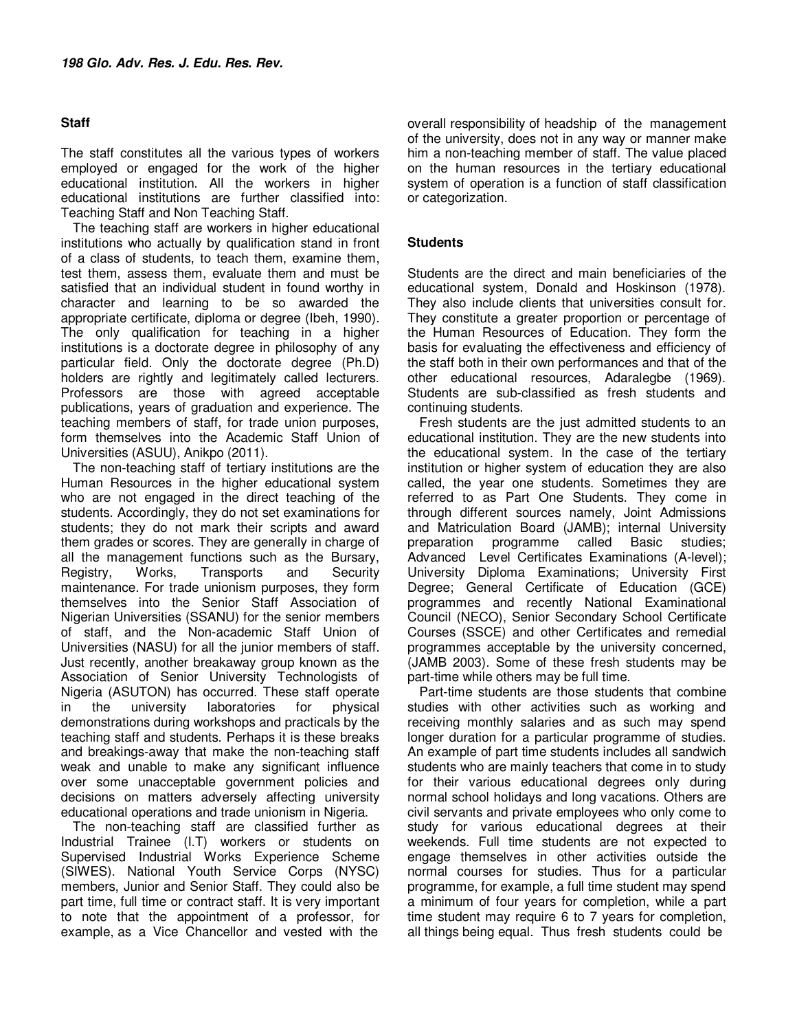## Staff

The staff constitutes all the various types of workers employed or engaged for the work of the higher educational institution. All the workers in higher educational institutions are further classified into: Teaching Staff and Non Teaching Staff.

The teaching staff are workers in higher educational institutions who actually by qualification stand in front of a class of students, to teach them, examine them, test them, assess them, evaluate them and must be satisfied that an individual student in found worthy in character and learning to be so awarded the appropriate certificate, diploma or degree (Ibeh, 1990). The only qualification for teaching in a higher institutions is a doctorate degree in philosophy of any particular field. Only the doctorate degree (Ph.D) holders are rightly and legitimately called lecturers. Professors are those with agreed acceptable publications, years of graduation and experience. The teaching members of staff, for trade union purposes, form themselves into the Academic Staff Union of Universities (ASUU), Anikpo (2011).

The non-teaching staff of tertiary institutions are the Human Resources in the higher educational system who are not engaged in the direct teaching of the students. Accordingly, they do not set examinations for students; they do not mark their scripts and award them grades or scores. They are generally in charge of all the management functions such as the Bursary, Registry, Works, Transports and Security maintenance. For trade unionism purposes, they form themselves into the Senior Staff Association of Nigerian Universities (SSANU) for the senior members of staff, and the Non-academic Staff Union of Universities (NASU) for all the junior members of staff. Just recently, another breakaway group known as the Association of Senior University Technologists of Nigeria (ASUTON) has occurred. These staff operate in the university laboratories for physical demonstrations during workshops and practicals by the teaching staff and students. Perhaps it is these breaks and breakings-away that make the non-teaching staff weak and unable to make any significant influence over some unacceptable government policies and decisions on matters adversely affecting university educational operations and trade unionism in Nigeria.

The non-teaching staff are classified further as Industrial Trainee (I.T) workers or students on Supervised Industrial Works Experience Scheme (SIWES). National Youth Service Corps (NYSC) members, Junior and Senior Staff. They could also be part time, full time or contract staff. It is very important to note that the appointment of a professor, for example, as a Vice Chancellor and vested with the overall responsibility of headship of the management of the university, does not in any way or manner make him a non-teaching member of staff. The value placed on the human resources in the tertiary educational system of operation is a function of staff classification or categorization.

## Students

Students are the direct and main beneficiaries of the educational system, Donald and Hoskinson (1978). They also include clients that universities consult for. They constitute a greater proportion or percentage of the Human Resources of Education. They form the basis for evaluating the effectiveness and efficiency of the staff both in their own performances and that of the other educational resources, Adaralegbe (1969). Students are sub-classified as fresh students and continuing students.

Fresh students are the just admitted students to an educational institution. They are the new students into the educational system. In the case of the tertiary institution or higher system of education they are also called, the year one students. Sometimes they are referred to as Part One Students. They come in through different sources namely, Joint Admissions and Matriculation Board (JAMB); internal University preparation programme called Basic studies; Advanced Level Certificates Examinations (A-level); University Diploma Examinations; University First Degree; General Certificate of Education (GCE) programmes and recently National Examinational Council (NECO), Senior Secondary School Certificate Courses (SSCE) and other Certificates and remedial programmes acceptable by the university concerned, (JAMB 2003). Some of these fresh students may be part-time while others may be full time.

Part-time students are those students that combine studies with other activities such as working and receiving monthly salaries and as such may spend longer duration for a particular programme of studies. An example of part time students includes all sandwich students who are mainly teachers that come in to study for their various educational degrees only during normal school holidays and long vacations. Others are civil servants and private employees who only come to study for various educational degrees at their weekends. Full time students are not expected to engage themselves in other activities outside the normal courses for studies. Thus for a particular programme, for example, a full time student may spend a minimum of four years for completion, while a part time student may require 6 to 7 years for completion, all things being equal. Thus fresh students could be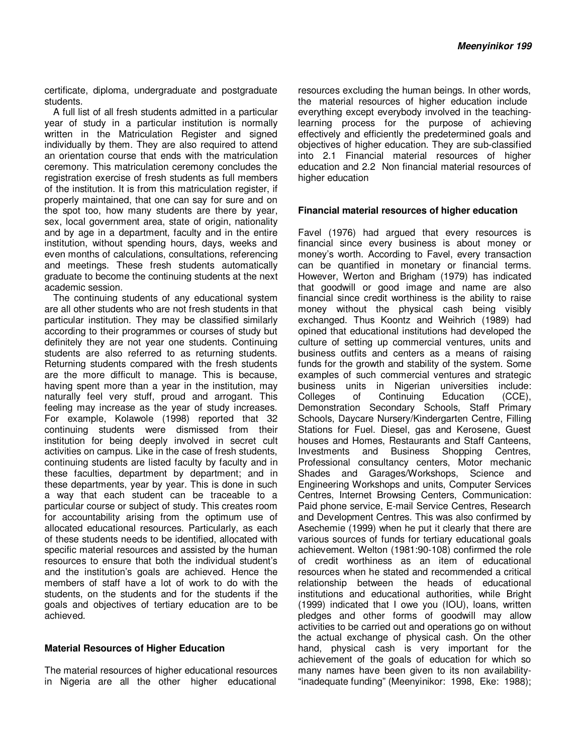certificate, diploma, undergraduate and postgraduate students.

A full list of all fresh students admitted in a particular year of study in a particular institution is normally written in the Matriculation Register and signed individually by them. They are also required to attend an orientation course that ends with the matriculation ceremony. This matriculation ceremony concludes the registration exercise of fresh students as full members of the institution. It is from this matriculation register, if properly maintained, that one can say for sure and on the spot too, how many students are there by year, sex, local government area, state of origin, nationality and by age in a department, faculty and in the entire institution, without spending hours, days, weeks and even months of calculations, consultations, referencing and meetings. These fresh students automatically graduate to become the continuing students at the next academic session.

The continuing students of any educational system are all other students who are not fresh students in that particular institution. They may be classified similarly according to their programmes or courses of study but definitely they are not year one students. Continuing students are also referred to as returning students. Returning students compared with the fresh students are the more difficult to manage. This is because, having spent more than a year in the institution, may naturally feel very stuff, proud and arrogant. This feeling may increase as the year of study increases. For example, Kolawole (1998) reported that 32 continuing students were dismissed from their institution for being deeply involved in secret cult activities on campus. Like in the case of fresh students, continuing students are listed faculty by faculty and in these faculties, department by department; and in these departments, year by year. This is done in such a way that each student can be traceable to a particular course or subject of study. This creates room for accountability arising from the optimum use of allocated educational resources. Particularly, as each of these students needs to be identified, allocated with specific material resources and assisted by the human resources to ensure that both the individual student's and the institution's goals are achieved. Hence the members of staff have a lot of work to do with the students, on the students and for the students if the goals and objectives of tertiary education are to be achieved.

## Material Resources of Higher Education

The material resources of higher educational resources in Nigeria are all the other higher educational resources excluding the human beings. In other words, the material resources of higher education include everything except everybody involved in the teaching-learning process for the purpose of achieving effectively and efficiently the predetermined goals and objectives of higher education. They are sub-classified into 2.1 Financial material resources of higher education and 2.2 Non financial material resources of higher education

### Financial material resources of higher education

Favel (1976) had argued that every resources is financial since every business is about money or money's worth. According to Favel, every transaction can be quantified in monetary or financial terms. However, Werton and Brigham (1979) has indicated that goodwill or good image and name are also financial since credit worthiness is the ability to raise money without the physical cash being visibly exchanged. Thus Koontz and Weihrich (1989) had opined that educational institutions had developed the culture of setting up commercial ventures, units and business outfits and centers as a means of raising funds for the growth and stability of the system. Some examples of such commercial ventures and strategic business units in Nigerian universities include: Colleges of Continuing Education (CCE), Demonstration Secondary Schools, Staff Primary Schools, Daycare Nursery/Kindergarten Centre, Filling Stations for Fuel. Diesel, gas and Kerosene, Guest houses and Homes, Restaurants and Staff Canteens, Investments and Business Shopping Centres, Professional consultancy centers, Motor mechanic Shades and Garages/Workshops, Science and Engineering Workshops and units, Computer Services Centres, Internet Browsing Centers, Communication: Paid phone service, E-mail Service Centres, Research and Development Centres. This was also confirmed by Asechemie (1999) when he put it clearly that there are various sources of funds for tertiary educational goals achievement. Welton (1981:90-108) confirmed the role of credit worthiness as an item of educational resources when he stated and recommended a critical relationship between the heads of educational institutions and educational authorities, while Bright (1999) indicated that I owe you (IOU), loans, written pledges and other forms of goodwill may allow activities to be carried out and operations go on without the actual exchange of physical cash. On the other hand, physical cash is very important for the achievement of the goals of education for which so many names have been given to its non availability- "inadequate funding" (Meenyinikor: 1998, Eke: 1988);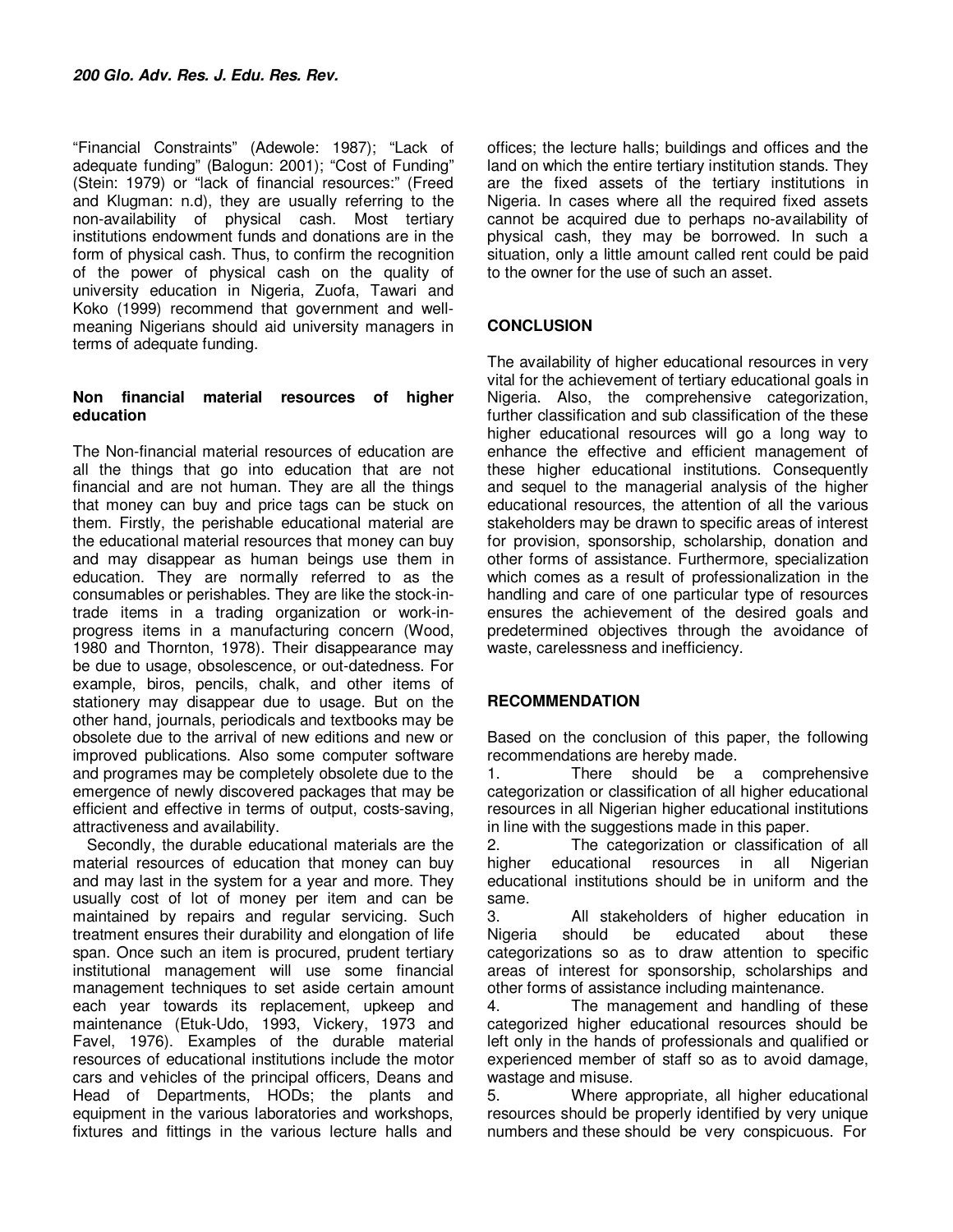"Financial Constraints" (Adewole: 1987); "Lack of adequate funding" (Balogun: 2001); "Cost of Funding" (Stein: 1979) or "lack of financial resources:" (Freed and Klugman: n.d), they are usually referring to the non-availability of physical cash. Most tertiary institutions endowment funds and donations are in the form of physical cash. Thus, to confirm the recognition of the power of physical cash on the quality of university education in Nigeria, Zuofa, Tawari and Koko (1999) recommend that government and well-meaning Nigerians should aid university managers in terms of adequate funding.

### Non financial material resources of higher education

The Non-financial material resources of education are all the things that go into education that are not financial and are not human. They are all the things that money can buy and price tags can be stuck on them. Firstly, the perishable educational material are the educational material resources that money can buy and may disappear as human beings use them in education. They are normally referred to as the consumables or perishables. They are like the stock-in-trade items in a trading organization or work-in-progress items in a manufacturing concern (Wood, 1980 and Thornton, 1978). Their disappearance may be due to usage, obsolescence, or out-datedness. For example, biros, pencils, chalk, and other items of stationery may disappear due to usage. But on the other hand, journals, periodicals and textbooks may be obsolete due to the arrival of new editions and new or improved publications. Also some computer software and programes may be completely obsolete due to the emergence of newly discovered packages that may be efficient and effective in terms of output, costs-saving, attractiveness and availability.

Secondly, the durable educational materials are the material resources of education that money can buy and may last in the system for a year and more. They usually cost of lot of money per item and can be maintained by repairs and regular servicing. Such treatment ensures their durability and elongation of life span. Once such an item is procured, prudent tertiary institutional management will use some financial management techniques to set aside certain amount each year towards its replacement, upkeep and maintenance (Etuk-Udo, 1993, Vickery, 1973 and Favel, 1976). Examples of the durable material resources of educational institutions include the motor cars and vehicles of the principal officers, Deans and Head of Departments, HODs; the plants and equipment in the various laboratories and workshops, fixtures and fittings in the various lecture halls and offices; the lecture halls; buildings and offices and the land on which the entire tertiary institution stands. They are the fixed assets of the tertiary institutions in Nigeria. In cases where all the required fixed assets cannot be acquired due to perhaps no-availability of physical cash, they may be borrowed. In such a situation, only a little amount called rent could be paid to the owner for the use of such an asset.

## CONCLUSION

The availability of higher educational resources in very vital for the achievement of tertiary educational goals in Nigeria. Also, the comprehensive categorization, further classification and sub classification of the these higher educational resources will go a long way to enhance the effective and efficient management of these higher educational institutions. Consequently and sequel to the managerial analysis of the higher educational resources, the attention of all the various stakeholders may be drawn to specific areas of interest for provision, sponsorship, scholarship, donation and other forms of assistance. Furthermore, specialization which comes as a result of professionalization in the handling and care of one particular type of resources ensures the achievement of the desired goals and predetermined objectives through the avoidance of waste, carelessness and inefficiency.

## RECOMMENDATION

Based on the conclusion of this paper, the following recommendations are hereby made.

1. There should be a comprehensive categorization or classification of all higher educational resources in all Nigerian higher educational institutions in line with the suggestions made in this paper.
2. The categorization or classification of all higher educational resources in all Nigerian educational institutions should be in uniform and the same.
3. All stakeholders of higher education in Nigeria should be educated about these categorizations so as to draw attention to specific areas of interest for sponsorship, scholarships and other forms of assistance including maintenance.
4. The management and handling of these categorized higher educational resources should be left only in the hands of professionals and qualified or experienced member of staff so as to avoid damage, wastage and misuse.
5. Where appropriate, all higher educational resources should be properly identified by very unique numbers and these should be very conspicuous. For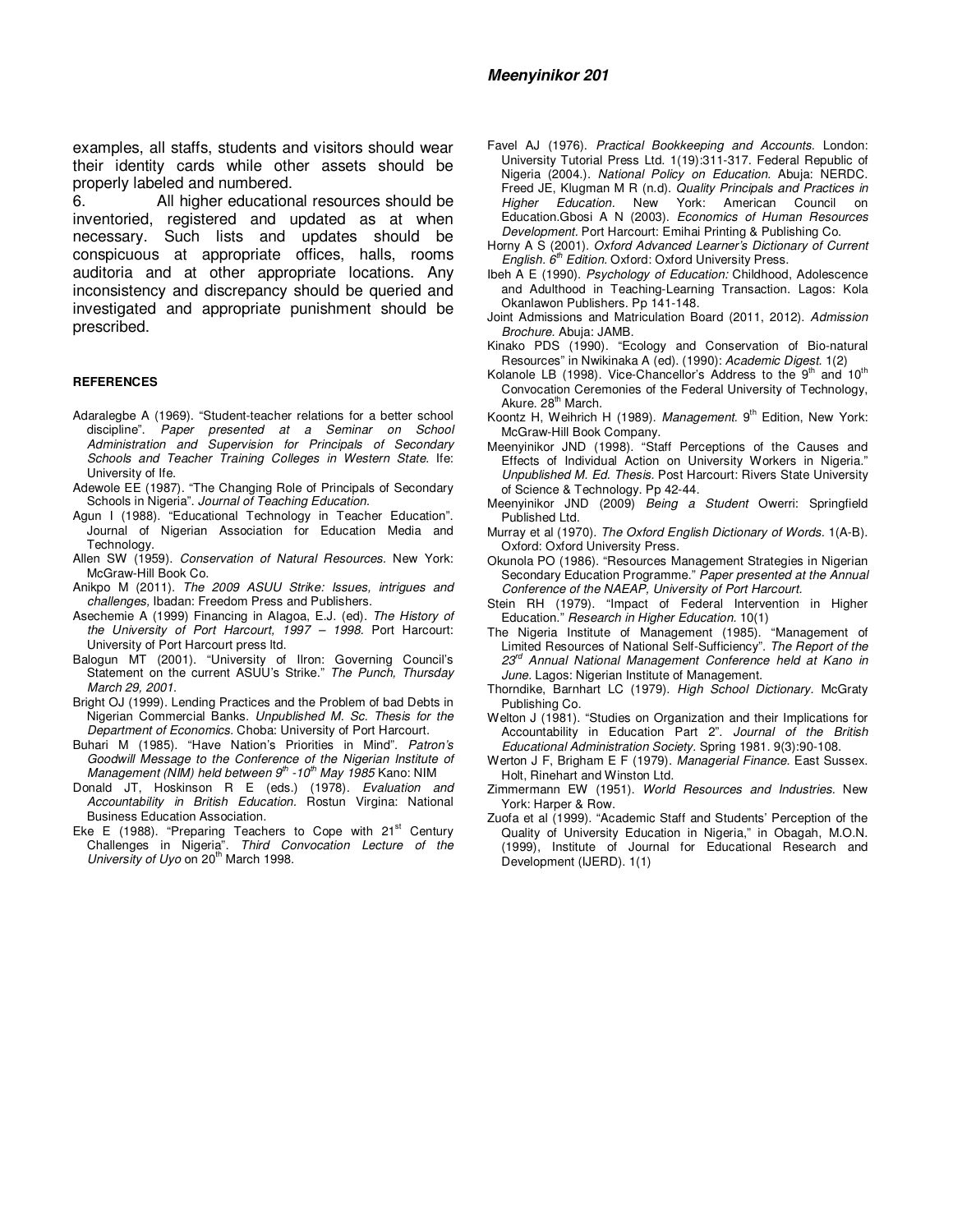examples, all staffs, students and visitors should wear their identity cards while other assets should be properly labeled and numbered.

6. All higher educational resources should be inventoried, registered and updated as at when necessary. Such lists and updates should be conspicuous at appropriate offices, halls, rooms auditoria and at other appropriate locations. Any inconsistency and discrepancy should be queried and investigated and appropriate punishment should be prescribed.

**REFERENCES**

Adaralegbe A (1969). "Student-teacher relations for a better school discipline". *Paper presented at a Seminar on School Administration and Supervision for Principals of Secondary Schools and Teacher Training Colleges in Western State.* Ife: University of Ife.

Adewole EE (1987). "The Changing Role of Principals of Secondary Schools in Nigeria". *Journal of Teaching Education.*

Agun I (1988). "Educational Technology in Teacher Education". Journal of Nigerian Association for Education Media and Technology.

Allen SW (1959). *Conservation of Natural Resources.* New York: McGraw-Hill Book Co.

Anikpo M (2011). *The 2009 ASUU Strike: Issues, intrigues and challenges,* Ibadan: Freedom Press and Publishers.

Asechemie A (1999) Financing in Alagoa, E.J. (ed). *The History of the University of Port Harcourt, 1997 – 1998.* Port Harcourt: University of Port Harcourt press ltd.

Balogun MT (2001). "University of Ilron: Governing Council's Statement on the current ASUU's Strike." *The Punch, Thursday March 29, 2001.*

Bright OJ (1999). Lending Practices and the Problem of bad Debts in Nigerian Commercial Banks. *Unpublished M. Sc. Thesis for the Department of Economics.* Choba: University of Port Harcourt.

Buhari M (1985). "Have Nation's Priorities in Mind". *Patron's Goodwill Message to the Conference of the Nigerian Institute of Management (NIM) held between 9th -10th May 1985* Kano: NIM

Donald JT, Hoskinson R E (eds.) (1978). *Evaluation and Accountability in British Education.* Rostun Virgina: National Business Education Association.

Eke E (1988). "Preparing Teachers to Cope with 21st Century Challenges in Nigeria". *Third Convocation Lecture of the University of Uyo* on 20th March 1998.

Favel AJ (1976). *Practical Bookkeeping and Accounts.* London: University Tutorial Press Ltd. 1(19):311-317. Federal Republic of Nigeria (2004.). *National Policy on Education.* Abuja: NERDC. Freed JE, Klugman M R (n.d). *Quality Principals and Practices in Higher Education.* New York: American Council on Education.Gbosi A N (2003). *Economics of Human Resources Development.* Port Harcourt: Emihai Printing & Publishing Co.

Horny A S (2001). *Oxford Advanced Learner's Dictionary of Current English. 6th Edition.* Oxford: Oxford University Press.

Ibeh A E (1990). *Psychology of Education:* Childhood, Adolescence and Adulthood in Teaching-Learning Transaction. Lagos: Kola Okanlawon Publishers. Pp 141-148.

Joint Admissions and Matriculation Board (2011, 2012). *Admission Brochure.* Abuja: JAMB.

Kinako PDS (1990). "Ecology and Conservation of Bio-natural Resources" in Nwikinaka A (ed). (1990): *Academic Digest.* 1(2)

Kolanole LB (1998). Vice-Chancellor's Address to the 9th and 10th Convocation Ceremonies of the Federal University of Technology, Akure. 28th March.

Koontz H, Weihrich H (1989). *Management.* 9th Edition, New York: McGraw-Hill Book Company.

Meenyinikor JND (1998). "Staff Perceptions of the Causes and Effects of Individual Action on University Workers in Nigeria." *Unpublished M. Ed. Thesis.* Post Harcourt: Rivers State University of Science & Technology. Pp 42-44.

Meenyinikor JND (2009) *Being a Student* Owerri: Springfield Published Ltd.

Murray et al (1970). *The Oxford English Dictionary of Words.* 1(A-B). Oxford: Oxford University Press.

Okunola PO (1986). "Resources Management Strategies in Nigerian Secondary Education Programme." *Paper presented at the Annual Conference of the NAEAP, University of Port Harcourt.*

Stein RH (1979). "Impact of Federal Intervention in Higher Education." *Research in Higher Education.* 10(1)

The Nigeria Institute of Management (1985). "Management of Limited Resources of National Self-Sufficiency". *The Report of the 23rd Annual National Management Conference held at Kano in June.* Lagos: Nigerian Institute of Management.

Thorndike, Barnhart LC (1979). *High School Dictionary.* McGraty Publishing Co.

Welton J (1981). "Studies on Organization and their Implications for Accountability in Education Part 2". *Journal of the British Educational Administration Society.* Spring 1981. 9(3):90-108.

Werton J F, Brigham E F (1979). *Managerial Finance.* East Sussex. Holt, Rinehart and Winston Ltd.

Zimmermann EW (1951). *World Resources and Industries.* New York: Harper & Row.

Zuofa et al (1999). "Academic Staff and Students' Perception of the Quality of University Education in Nigeria," in Obagah, M.O.N. (1999), Institute of Journal for Educational Research and Development (IJERD). 1(1)